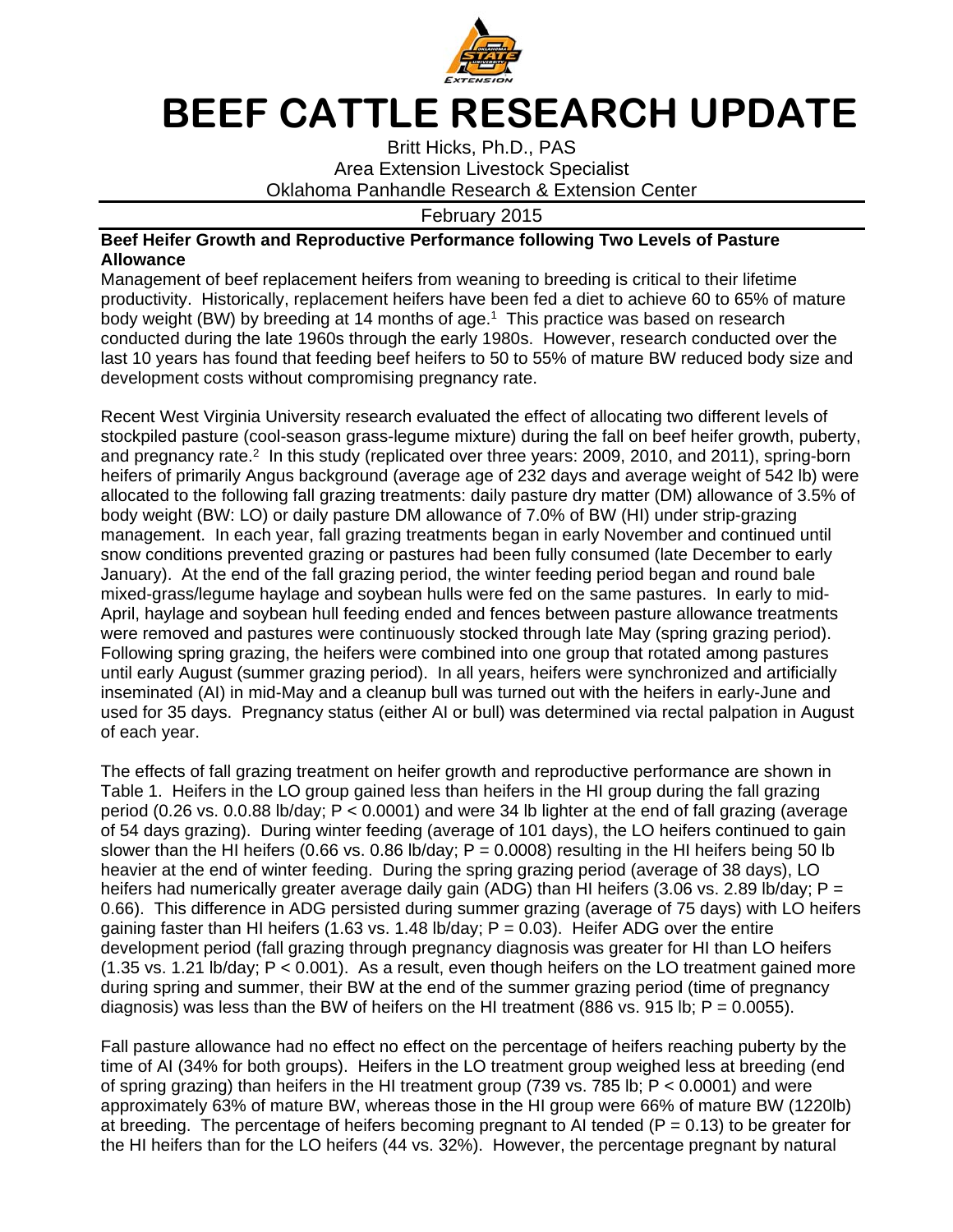// 
# BEEF CATTLE RESEARCH UPDATE

Britt Hicks, Ph.D., PAS
Area Extension Livestock Specialist
Oklahoma Panhandle Research & Extension Center

February 2015

**Beef Heifer Growth and Reproductive Performance following Two Levels of Pasture Allowance**

Management of beef replacement heifers from weaning to breeding is critical to their lifetime productivity. Historically, replacement heifers have been fed a diet to achieve 60 to 65% of mature body weight (BW) by breeding at 14 months of age.[1] This practice was based on research conducted during the late 1960s through the early 1980s. However, research conducted over the last 10 years has found that feeding beef heifers to 50 to 55% of mature BW reduced body size and development costs without compromising pregnancy rate.

Recent West Virginia University research evaluated the effect of allocating two different levels of stockpiled pasture (cool-season grass-legume mixture) during the fall on beef heifer growth, puberty, and pregnancy rate.[2] In this study (replicated over three years: 2009, 2010, and 2011), spring-born heifers of primarily Angus background (average age of 232 days and average weight of 542 lb) were allocated to the following fall grazing treatments: daily pasture dry matter (DM) allowance of 3.5% of body weight (BW: LO) or daily pasture DM allowance of 7.0% of BW (HI) under strip-grazing management. In each year, fall grazing treatments began in early November and continued until snow conditions prevented grazing or pastures had been fully consumed (late December to early January). At the end of the fall grazing period, the winter feeding period began and round bale mixed-grass/legume haylage and soybean hulls were fed on the same pastures. In early to mid-April, haylage and soybean hull feeding ended and fences between pasture allowance treatments were removed and pastures were continuously stocked through late May (spring grazing period). Following spring grazing, the heifers were combined into one group that rotated among pastures until early August (summer grazing period). In all years, heifers were synchronized and artificially inseminated (AI) in mid-May and a cleanup bull was turned out with the heifers in early-June and used for 35 days. Pregnancy status (either AI or bull) was determined via rectal palpation in August of each year.

The effects of fall grazing treatment on heifer growth and reproductive performance are shown in Table 1. Heifers in the LO group gained less than heifers in the HI group during the fall grazing period (0.26 vs. 0.0.88 lb/day; $P < 0.0001$) and were 34 lb lighter at the end of fall grazing (average of 54 days grazing). During winter feeding (average of 101 days), the LO heifers continued to gain slower than the HI heifers (0.66 vs. 0.86 lb/day; $P = 0.0008$) resulting in the HI heifers being 50 lb heavier at the end of winter feeding. During the spring grazing period (average of 38 days), LO heifers had numerically greater average daily gain (ADG) than HI heifers (3.06 vs. 2.89 lb/day; $P = 0.66$). This difference in ADG persisted during summer grazing (average of 75 days) with LO heifers gaining faster than HI heifers (1.63 vs. 1.48 lb/day; $P = 0.03$). Heifer ADG over the entire development period (fall grazing through pregnancy diagnosis was greater for HI than LO heifers (1.35 vs. 1.21 lb/day; $P < 0.001$). As a result, even though heifers on the LO treatment gained more during spring and summer, their BW at the end of the summer grazing period (time of pregnancy diagnosis) was less than the BW of heifers on the HI treatment (886 vs. 915 lb; $P = 0.0055$).

Fall pasture allowance had no effect no effect on the percentage of heifers reaching puberty by the time of AI (34% for both groups). Heifers in the LO treatment group weighed less at breeding (end of spring grazing) than heifers in the HI treatment group (739 vs. 785 lb; $P < 0.0001$) and were approximately 63% of mature BW, whereas those in the HI group were 66% of mature BW (1220lb) at breeding. The percentage of heifers becoming pregnant to AI tended ($P = 0.13$) to be greater for the HI heifers than for the LO heifers (44 vs. 32%). However, the percentage pregnant by natural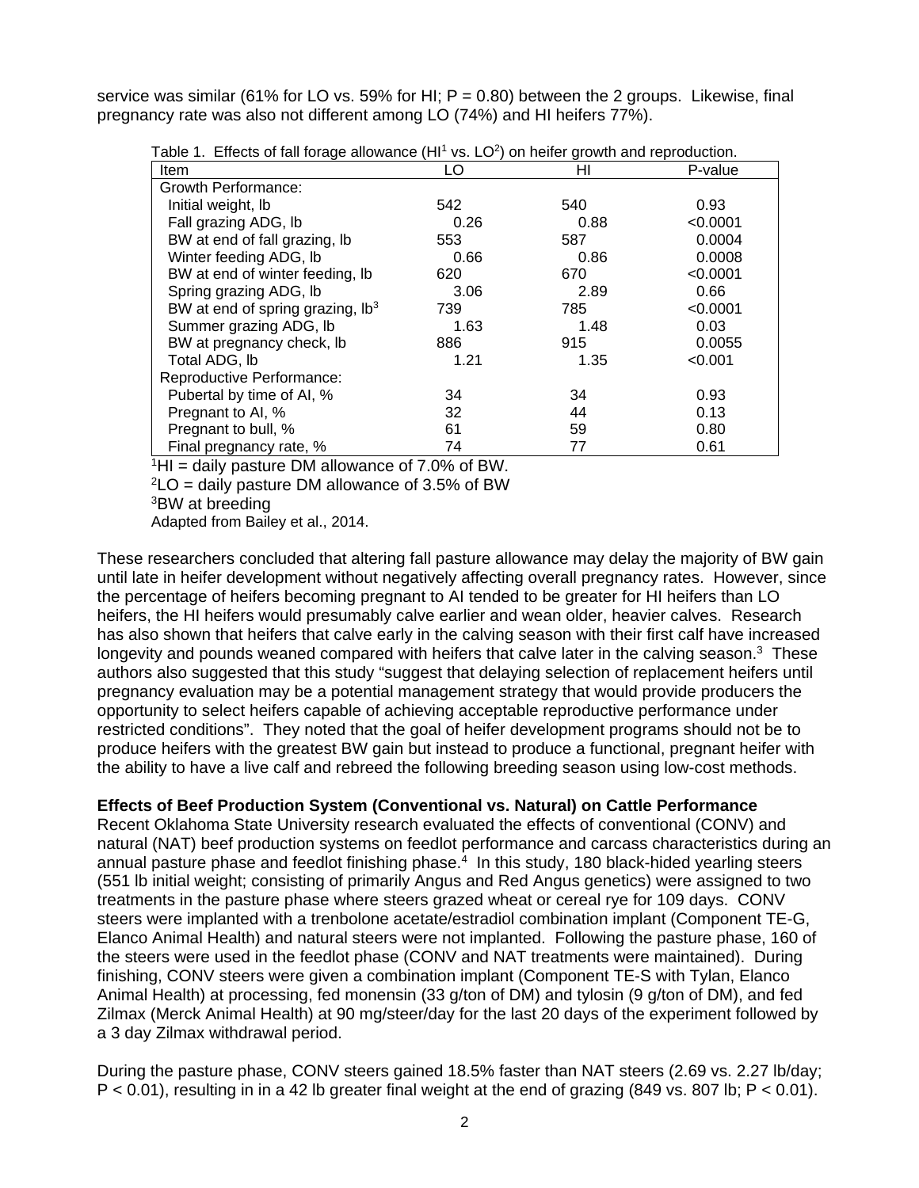service was similar (61% for LO vs. 59% for HI; P = 0.80) between the 2 groups. Likewise, final pregnancy rate was also not different among LO (74%) and HI heifers 77%).

Table 1. Effects of fall forage allowance (HI[1] vs. LO[2]) on heifer growth and reproduction.

| Item | LO | HI | P-value |
|---|---|---|---|
| Growth Performance: | | | |
| Initial weight, lb | 542 | 540 | 0.93 |
| Fall grazing ADG, lb | 0.26 | 0.88 | <0.0001 |
| BW at end of fall grazing, lb | 553 | 587 | 0.0004 |
| Winter feeding ADG, lb | 0.66 | 0.86 | 0.0008 |
| BW at end of winter feeding, lb | 620 | 670 | <0.0001 |
| Spring grazing ADG, lb | 3.06 | 2.89 | 0.66 |
| BW at end of spring grazing, lb[3] | 739 | 785 | <0.0001 |
| Summer grazing ADG, lb | 1.63 | 1.48 | 0.03 |
| BW at pregnancy check, lb | 886 | 915 | 0.0055 |
| Total ADG, lb | 1.21 | 1.35 | <0.001 |
| Reproductive Performance: | | | |
| Pubertal by time of AI, % | 34 | 34 | 0.93 |
| Pregnant to AI, % | 32 | 44 | 0.13 |
| Pregnant to bull, % | 61 | 59 | 0.80 |
| Final pregnancy rate, % | 74 | 77 | 0.61 |

[1]HI = daily pasture DM allowance of 7.0% of BW.
[2]LO = daily pasture DM allowance of 3.5% of BW
[3]BW at breeding
Adapted from Bailey et al., 2014.

These researchers concluded that altering fall pasture allowance may delay the majority of BW gain until late in heifer development without negatively affecting overall pregnancy rates. However, since the percentage of heifers becoming pregnant to AI tended to be greater for HI heifers than LO heifers, the HI heifers would presumably calve earlier and wean older, heavier calves. Research has also shown that heifers that calve early in the calving season with their first calf have increased longevity and pounds weaned compared with heifers that calve later in the calving season.[3] These authors also suggested that this study "suggest that delaying selection of replacement heifers until pregnancy evaluation may be a potential management strategy that would provide producers the opportunity to select heifers capable of achieving acceptable reproductive performance under restricted conditions". They noted that the goal of heifer development programs should not be to produce heifers with the greatest BW gain but instead to produce a functional, pregnant heifer with the ability to have a live calf and rebreed the following breeding season using low-cost methods.

**Effects of Beef Production System (Conventional vs. Natural) on Cattle Performance**

Recent Oklahoma State University research evaluated the effects of conventional (CONV) and natural (NAT) beef production systems on feedlot performance and carcass characteristics during an annual pasture phase and feedlot finishing phase.[4] In this study, 180 black-hided yearling steers (551 lb initial weight; consisting of primarily Angus and Red Angus genetics) were assigned to two treatments in the pasture phase where steers grazed wheat or cereal rye for 109 days. CONV steers were implanted with a trenbolone acetate/estradiol combination implant (Component TE-G, Elanco Animal Health) and natural steers were not implanted. Following the pasture phase, 160 of the steers were used in the feedlot phase (CONV and NAT treatments were maintained). During finishing, CONV steers were given a combination implant (Component TE-S with Tylan, Elanco Animal Health) at processing, fed monensin (33 g/ton of DM) and tylosin (9 g/ton of DM), and fed Zilmax (Merck Animal Health) at 90 mg/steer/day for the last 20 days of the experiment followed by a 3 day Zilmax withdrawal period.

During the pasture phase, CONV steers gained 18.5% faster than NAT steers (2.69 vs. 2.27 lb/day; P < 0.01), resulting in in a 42 lb greater final weight at the end of grazing (849 vs. 807 lb; P < 0.01).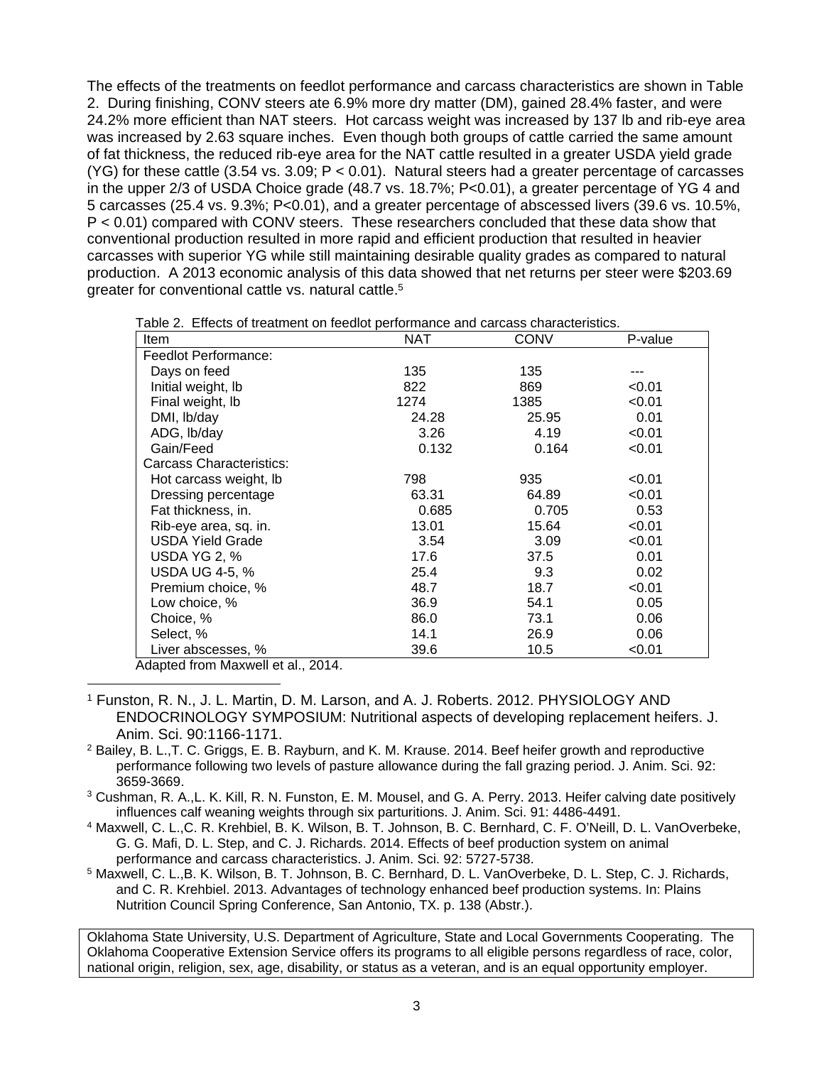The effects of the treatments on feedlot performance and carcass characteristics are shown in Table 2. During finishing, CONV steers ate 6.9% more dry matter (DM), gained 28.4% faster, and were 24.2% more efficient than NAT steers. Hot carcass weight was increased by 137 lb and rib-eye area was increased by 2.63 square inches. Even though both groups of cattle carried the same amount of fat thickness, the reduced rib-eye area for the NAT cattle resulted in a greater USDA yield grade (YG) for these cattle (3.54 vs. 3.09; $P < 0.01$). Natural steers had a greater percentage of carcasses in the upper 2/3 of USDA Choice grade (48.7 vs. 18.7%; $P<0.01$), a greater percentage of YG 4 and 5 carcasses (25.4 vs. 9.3%; $P<0.01$), and a greater percentage of abscessed livers (39.6 vs. 10.5%, $P < 0.01$) compared with CONV steers. These researchers concluded that these data show that conventional production resulted in more rapid and efficient production that resulted in heavier carcasses with superior YG while still maintaining desirable quality grades as compared to natural production. A 2013 economic analysis of this data showed that net returns per steer were $203.69 greater for conventional cattle vs. natural cattle.[5]

Table 2. Effects of treatment on feedlot performance and carcass characteristics.

| Item | NAT | CONV | P-value |
|---|---|---|---|
| Feedlot Performance: | | | |
| Days on feed | 135 | 135 | --- |
| Initial weight, lb | 822 | 869 | <0.01 |
| Final weight, lb | 1274 | 1385 | <0.01 |
| DMI, lb/day | 24.28 | 25.95 | 0.01 |
| ADG, lb/day | 3.26 | 4.19 | <0.01 |
| Gain/Feed | 0.132 | 0.164 | <0.01 |
| Carcass Characteristics: | | | |
| Hot carcass weight, lb | 798 | 935 | <0.01 |
| Dressing percentage | 63.31 | 64.89 | <0.01 |
| Fat thickness, in. | 0.685 | 0.705 | 0.53 |
| Rib-eye area, sq. in. | 13.01 | 15.64 | <0.01 |
| USDA Yield Grade | 3.54 | 3.09 | <0.01 |
| USDA YG 2, % | 17.6 | 37.5 | 0.01 |
| USDA UG 4-5, % | 25.4 | 9.3 | 0.02 |
| Premium choice, % | 48.7 | 18.7 | <0.01 |
| Low choice, % | 36.9 | 54.1 | 0.05 |
| Choice, % | 86.0 | 73.1 | 0.06 |
| Select, % | 14.1 | 26.9 | 0.06 |
| Liver abscesses, % | 39.6 | 10.5 | <0.01 |

Adapted from Maxwell et al., 2014.

[1] Funston, R. N., J. L. Martin, D. M. Larson, and A. J. Roberts. 2012. PHYSIOLOGY AND ENDOCRINOLOGY SYMPOSIUM: Nutritional aspects of developing replacement heifers. J. Anim. Sci. 90:1166-1171.

[2] Bailey, B. L.,T. C. Griggs, E. B. Rayburn, and K. M. Krause. 2014. Beef heifer growth and reproductive performance following two levels of pasture allowance during the fall grazing period. J. Anim. Sci. 92: 3659-3669.

[3] Cushman, R. A.,L. K. Kill, R. N. Funston, E. M. Mousel, and G. A. Perry. 2013. Heifer calving date positively influences calf weaning weights through six parturitions. J. Anim. Sci. 91: 4486-4491.

[4] Maxwell, C. L.,C. R. Krehbiel, B. K. Wilson, B. T. Johnson, B. C. Bernhard, C. F. O'Neill, D. L. VanOverbeke, G. G. Mafi, D. L. Step, and C. J. Richards. 2014. Effects of beef production system on animal performance and carcass characteristics. J. Anim. Sci. 92: 5727-5738.

[5] Maxwell, C. L.,B. K. Wilson, B. T. Johnson, B. C. Bernhard, D. L. VanOverbeke, D. L. Step, C. J. Richards, and C. R. Krehbiel. 2013. Advantages of technology enhanced beef production systems. In: Plains Nutrition Council Spring Conference, San Antonio, TX. p. 138 (Abstr.).

Oklahoma State University, U.S. Department of Agriculture, State and Local Governments Cooperating. The Oklahoma Cooperative Extension Service offers its programs to all eligible persons regardless of race, color, national origin, religion, sex, age, disability, or status as a veteran, and is an equal opportunity employer.